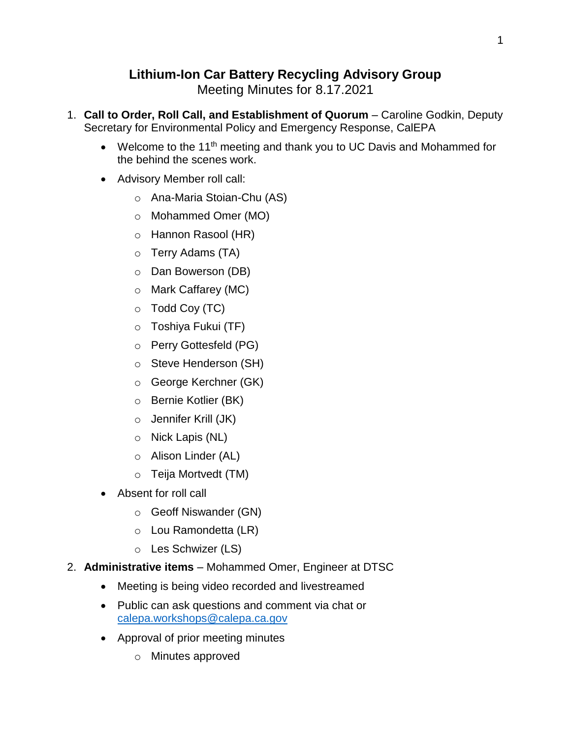# Lithium-Ion Car Battery Recycling Advisory Group

Meeting Minutes for 8.17.2021

1. **Call to Order, Roll Call, and Establishment of Quorum** – Caroline Godkin, Deputy Secretary for Environmental Policy and Emergency Response, CalEPA
   - Welcome to the 11th meeting and thank you to UC Davis and Mohammed for the behind the scenes work.
   - Advisory Member roll call:
     - Ana-Maria Stoian-Chu (AS)
     - Mohammed Omer (MO)
     - Hannon Rasool (HR)
     - Terry Adams (TA)
     - Dan Bowerson (DB)
     - Mark Caffarey (MC)
     - Todd Coy (TC)
     - Toshiya Fukui (TF)
     - Perry Gottesfeld (PG)
     - Steve Henderson (SH)
     - George Kerchner (GK)
     - Bernie Kotlier (BK)
     - Jennifer Krill (JK)
     - Nick Lapis (NL)
     - Alison Linder (AL)
     - Teija Mortvedt (TM)
   - Absent for roll call
     - Geoff Niswander (GN)
     - Lou Ramondetta (LR)
     - Les Schwizer (LS)
2. **Administrative items** – Mohammed Omer, Engineer at DTSC
   - Meeting is being video recorded and livestreamed
   - Public can ask questions and comment via chat or calepa.workshops@calepa.ca.gov
   - Approval of prior meeting minutes
     - Minutes approved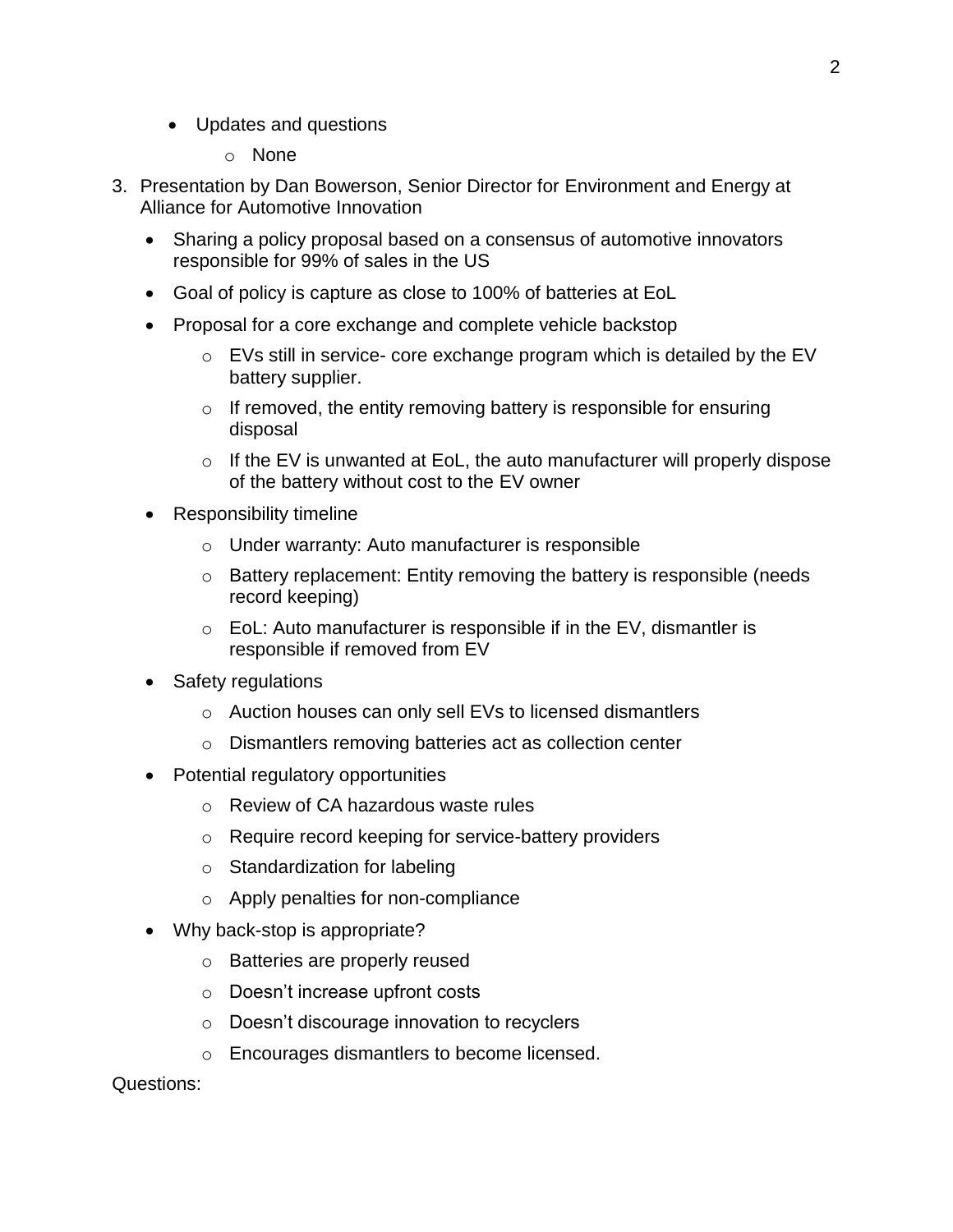- Updates and questions
  - None

3. Presentation by Dan Bowerson, Senior Director for Environment and Energy at Alliance for Automotive Innovation
   - Sharing a policy proposal based on a consensus of automotive innovators responsible for 99% of sales in the US
   - Goal of policy is capture as close to 100% of batteries at EoL
   - Proposal for a core exchange and complete vehicle backstop
     - EVs still in service- core exchange program which is detailed by the EV battery supplier.
     - If removed, the entity removing battery is responsible for ensuring disposal
     - If the EV is unwanted at EoL, the auto manufacturer will properly dispose of the battery without cost to the EV owner
   - Responsibility timeline
     - Under warranty: Auto manufacturer is responsible
     - Battery replacement: Entity removing the battery is responsible (needs record keeping)
     - EoL: Auto manufacturer is responsible if in the EV, dismantler is responsible if removed from EV
   - Safety regulations
     - Auction houses can only sell EVs to licensed dismantlers
     - Dismantlers removing batteries act as collection center
   - Potential regulatory opportunities
     - Review of CA hazardous waste rules
     - Require record keeping for service-battery providers
     - Standardization for labeling
     - Apply penalties for non-compliance
   - Why back-stop is appropriate?
     - Batteries are properly reused
     - Doesn't increase upfront costs
     - Doesn't discourage innovation to recyclers
     - Encourages dismantlers to become licensed.

Questions: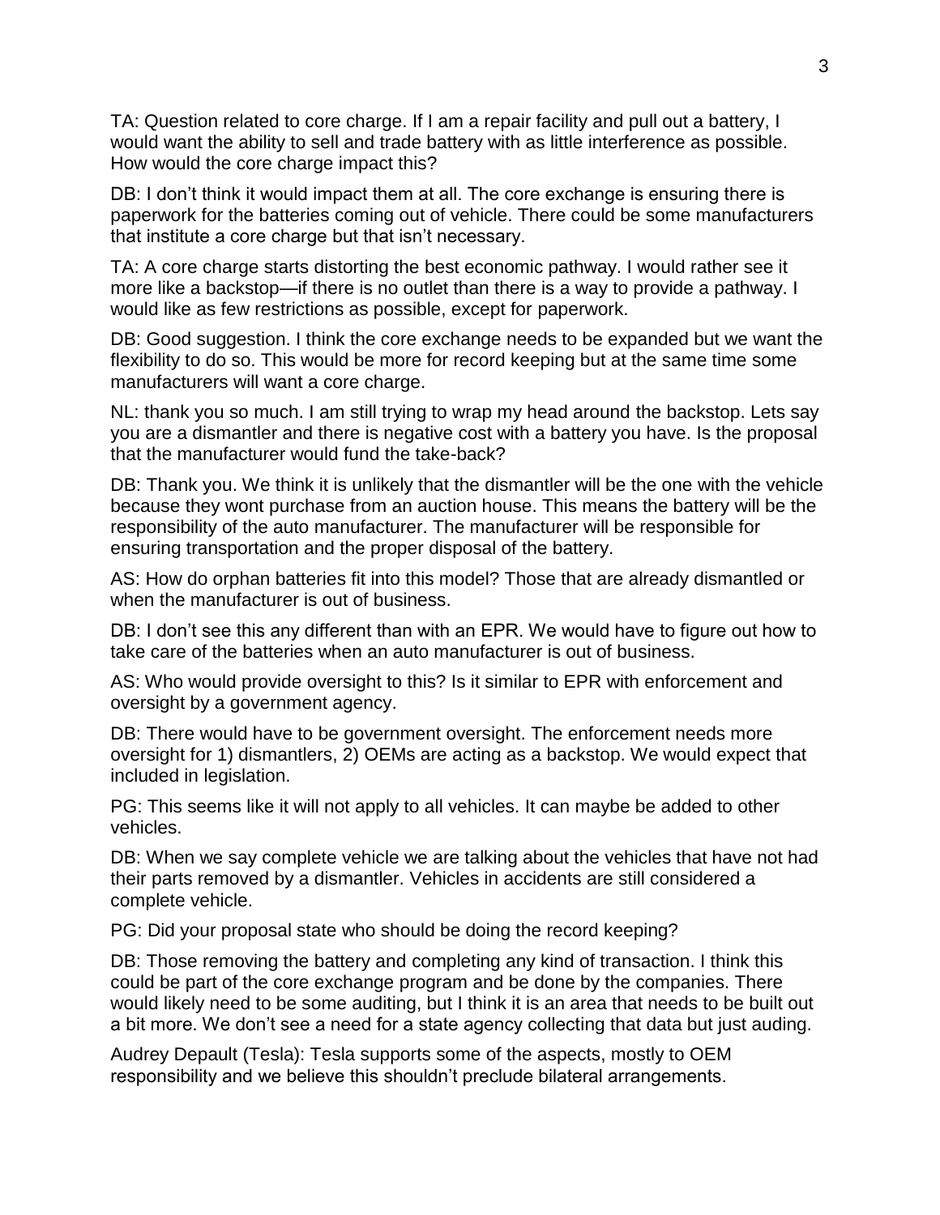TA: Question related to core charge. If I am a repair facility and pull out a battery, I would want the ability to sell and trade battery with as little interference as possible. How would the core charge impact this?

DB: I don't think it would impact them at all. The core exchange is ensuring there is paperwork for the batteries coming out of vehicle. There could be some manufacturers that institute a core charge but that isn't necessary.

TA: A core charge starts distorting the best economic pathway. I would rather see it more like a backstop—if there is no outlet than there is a way to provide a pathway. I would like as few restrictions as possible, except for paperwork.

DB: Good suggestion. I think the core exchange needs to be expanded but we want the flexibility to do so. This would be more for record keeping but at the same time some manufacturers will want a core charge.

NL: thank you so much. I am still trying to wrap my head around the backstop. Lets say you are a dismantler and there is negative cost with a battery you have. Is the proposal that the manufacturer would fund the take-back?

DB: Thank you. We think it is unlikely that the dismantler will be the one with the vehicle because they wont purchase from an auction house. This means the battery will be the responsibility of the auto manufacturer. The manufacturer will be responsible for ensuring transportation and the proper disposal of the battery.

AS: How do orphan batteries fit into this model? Those that are already dismantled or when the manufacturer is out of business.

DB: I don't see this any different than with an EPR. We would have to figure out how to take care of the batteries when an auto manufacturer is out of business.

AS: Who would provide oversight to this? Is it similar to EPR with enforcement and oversight by a government agency.

DB: There would have to be government oversight. The enforcement needs more oversight for 1) dismantlers, 2) OEMs are acting as a backstop. We would expect that included in legislation.

PG: This seems like it will not apply to all vehicles. It can maybe be added to other vehicles.

DB: When we say complete vehicle we are talking about the vehicles that have not had their parts removed by a dismantler. Vehicles in accidents are still considered a complete vehicle.

PG: Did your proposal state who should be doing the record keeping?

DB: Those removing the battery and completing any kind of transaction. I think this could be part of the core exchange program and be done by the companies. There would likely need to be some auditing, but I think it is an area that needs to be built out a bit more. We don't see a need for a state agency collecting that data but just auding.

Audrey Depault (Tesla): Tesla supports some of the aspects, mostly to OEM responsibility and we believe this shouldn't preclude bilateral arrangements.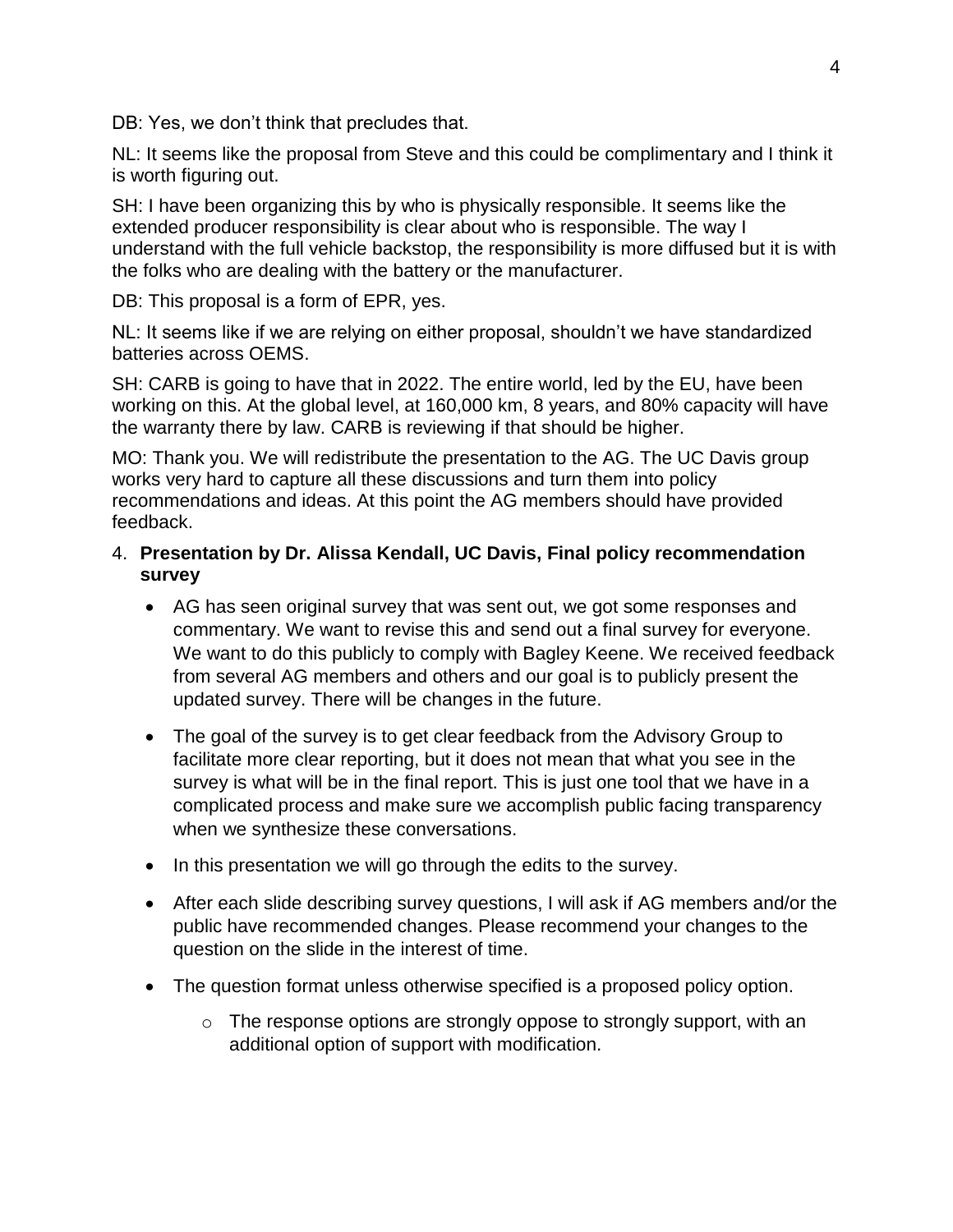DB: Yes, we don't think that precludes that.

NL: It seems like the proposal from Steve and this could be complimentary and I think it is worth figuring out.

SH: I have been organizing this by who is physically responsible. It seems like the extended producer responsibility is clear about who is responsible. The way I understand with the full vehicle backstop, the responsibility is more diffused but it is with the folks who are dealing with the battery or the manufacturer.

DB: This proposal is a form of EPR, yes.

NL: It seems like if we are relying on either proposal, shouldn't we have standardized batteries across OEMS.

SH: CARB is going to have that in 2022. The entire world, led by the EU, have been working on this. At the global level, at 160,000 km, 8 years, and 80% capacity will have the warranty there by law. CARB is reviewing if that should be higher.

MO: Thank you. We will redistribute the presentation to the AG. The UC Davis group works very hard to capture all these discussions and turn them into policy recommendations and ideas. At this point the AG members should have provided feedback.

4. **Presentation by Dr. Alissa Kendall, UC Davis, Final policy recommendation survey**
    - AG has seen original survey that was sent out, we got some responses and commentary. We want to revise this and send out a final survey for everyone. We want to do this publicly to comply with Bagley Keene. We received feedback from several AG members and others and our goal is to publicly present the updated survey. There will be changes in the future.
    - The goal of the survey is to get clear feedback from the Advisory Group to facilitate more clear reporting, but it does not mean that what you see in the survey is what will be in the final report. This is just one tool that we have in a complicated process and make sure we accomplish public facing transparency when we synthesize these conversations.
    - In this presentation we will go through the edits to the survey.
    - After each slide describing survey questions, I will ask if AG members and/or the public have recommended changes. Please recommend your changes to the question on the slide in the interest of time.
    - The question format unless otherwise specified is a proposed policy option.
        - The response options are strongly oppose to strongly support, with an additional option of support with modification.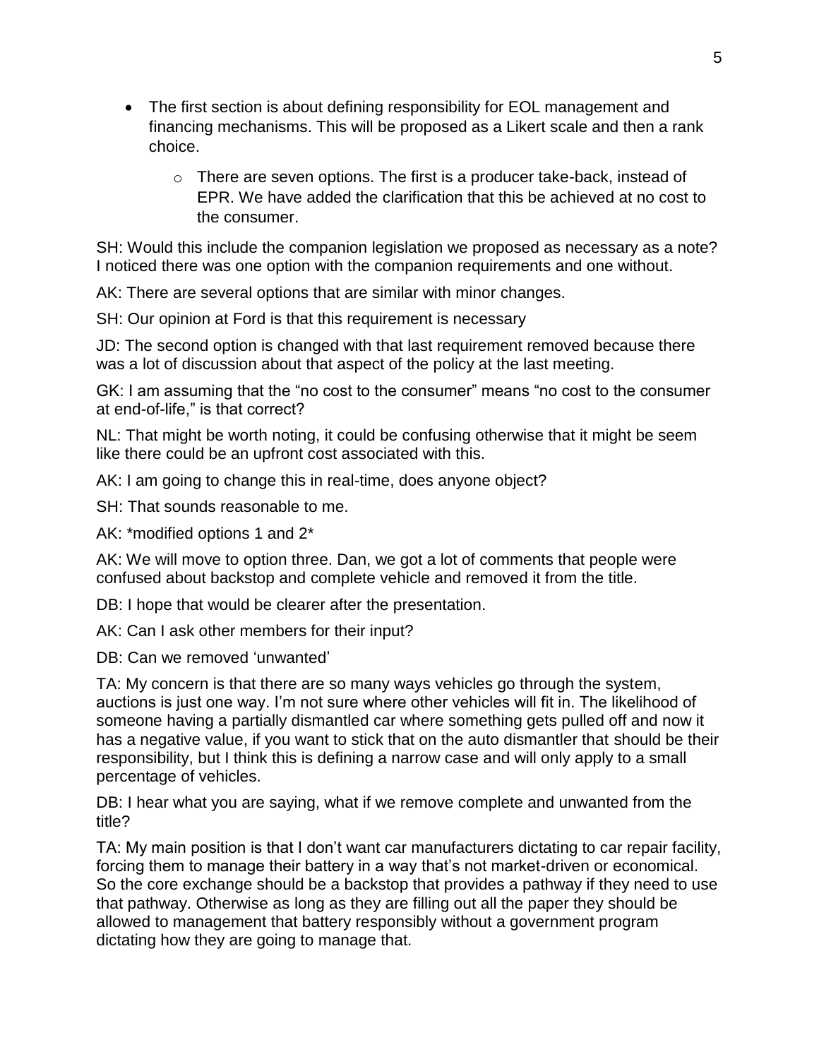- The first section is about defining responsibility for EOL management and financing mechanisms. This will be proposed as a Likert scale and then a rank choice.
    - There are seven options. The first is a producer take-back, instead of EPR. We have added the clarification that this be achieved at no cost to the consumer.

SH: Would this include the companion legislation we proposed as necessary as a note? I noticed there was one option with the companion requirements and one without.

AK: There are several options that are similar with minor changes.

SH: Our opinion at Ford is that this requirement is necessary

JD: The second option is changed with that last requirement removed because there was a lot of discussion about that aspect of the policy at the last meeting.

GK: I am assuming that the "no cost to the consumer" means "no cost to the consumer at end-of-life," is that correct?

NL: That might be worth noting, it could be confusing otherwise that it might be seem like there could be an upfront cost associated with this.

AK: I am going to change this in real-time, does anyone object?

SH: That sounds reasonable to me.

AK: *modified options 1 and 2*

AK: We will move to option three. Dan, we got a lot of comments that people were confused about backstop and complete vehicle and removed it from the title.

DB: I hope that would be clearer after the presentation.

AK: Can I ask other members for their input?

DB: Can we removed 'unwanted'

TA: My concern is that there are so many ways vehicles go through the system, auctions is just one way. I'm not sure where other vehicles will fit in. The likelihood of someone having a partially dismantled car where something gets pulled off and now it has a negative value, if you want to stick that on the auto dismantler that should be their responsibility, but I think this is defining a narrow case and will only apply to a small percentage of vehicles.

DB: I hear what you are saying, what if we remove complete and unwanted from the title?

TA: My main position is that I don't want car manufacturers dictating to car repair facility, forcing them to manage their battery in a way that's not market-driven or economical. So the core exchange should be a backstop that provides a pathway if they need to use that pathway. Otherwise as long as they are filling out all the paper they should be allowed to management that battery responsibly without a government program dictating how they are going to manage that.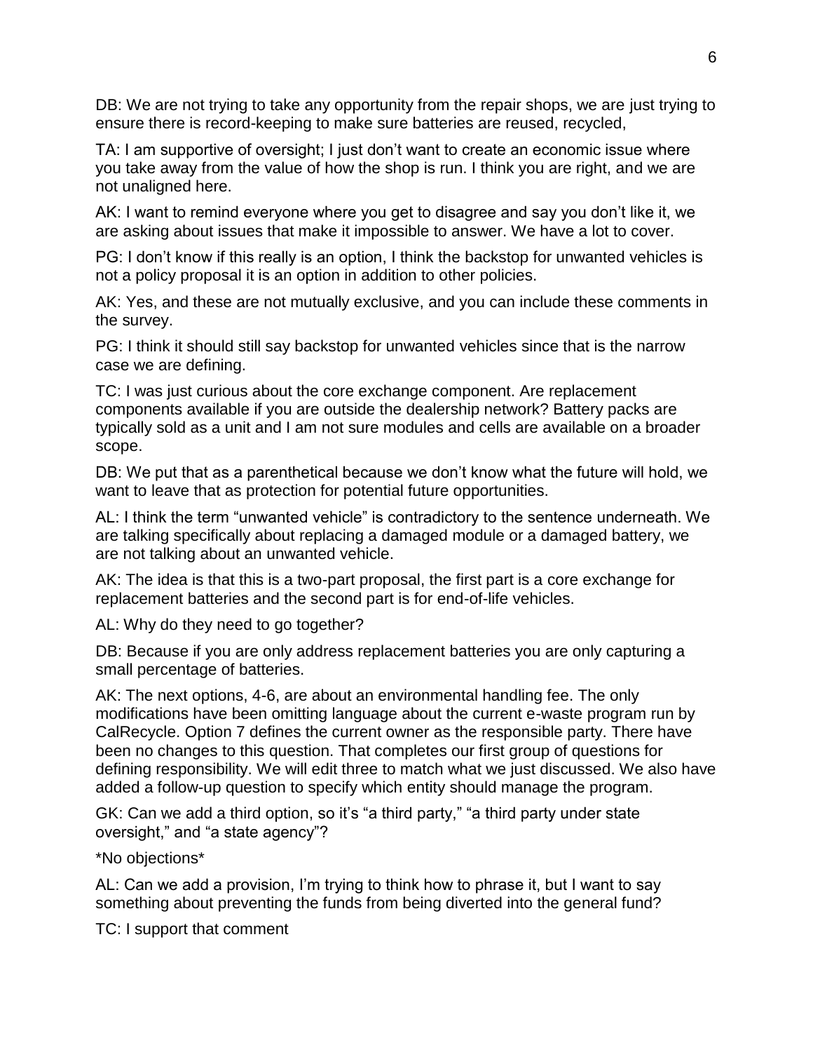DB: We are not trying to take any opportunity from the repair shops, we are just trying to ensure there is record-keeping to make sure batteries are reused, recycled,

TA: I am supportive of oversight; I just don't want to create an economic issue where you take away from the value of how the shop is run. I think you are right, and we are not unaligned here.

AK: I want to remind everyone where you get to disagree and say you don't like it, we are asking about issues that make it impossible to answer. We have a lot to cover.

PG: I don't know if this really is an option, I think the backstop for unwanted vehicles is not a policy proposal it is an option in addition to other policies.

AK: Yes, and these are not mutually exclusive, and you can include these comments in the survey.

PG: I think it should still say backstop for unwanted vehicles since that is the narrow case we are defining.

TC: I was just curious about the core exchange component. Are replacement components available if you are outside the dealership network? Battery packs are typically sold as a unit and I am not sure modules and cells are available on a broader scope.

DB: We put that as a parenthetical because we don't know what the future will hold, we want to leave that as protection for potential future opportunities.

AL: I think the term "unwanted vehicle" is contradictory to the sentence underneath. We are talking specifically about replacing a damaged module or a damaged battery, we are not talking about an unwanted vehicle.

AK: The idea is that this is a two-part proposal, the first part is a core exchange for replacement batteries and the second part is for end-of-life vehicles.

AL: Why do they need to go together?

DB: Because if you are only address replacement batteries you are only capturing a small percentage of batteries.

AK: The next options, 4-6, are about an environmental handling fee. The only modifications have been omitting language about the current e-waste program run by CalRecycle. Option 7 defines the current owner as the responsible party. There have been no changes to this question. That completes our first group of questions for defining responsibility. We will edit three to match what we just discussed. We also have added a follow-up question to specify which entity should manage the program.

GK: Can we add a third option, so it's "a third party," "a third party under state oversight," and "a state agency"?

*No objections*

AL: Can we add a provision, I'm trying to think how to phrase it, but I want to say something about preventing the funds from being diverted into the general fund?

TC: I support that comment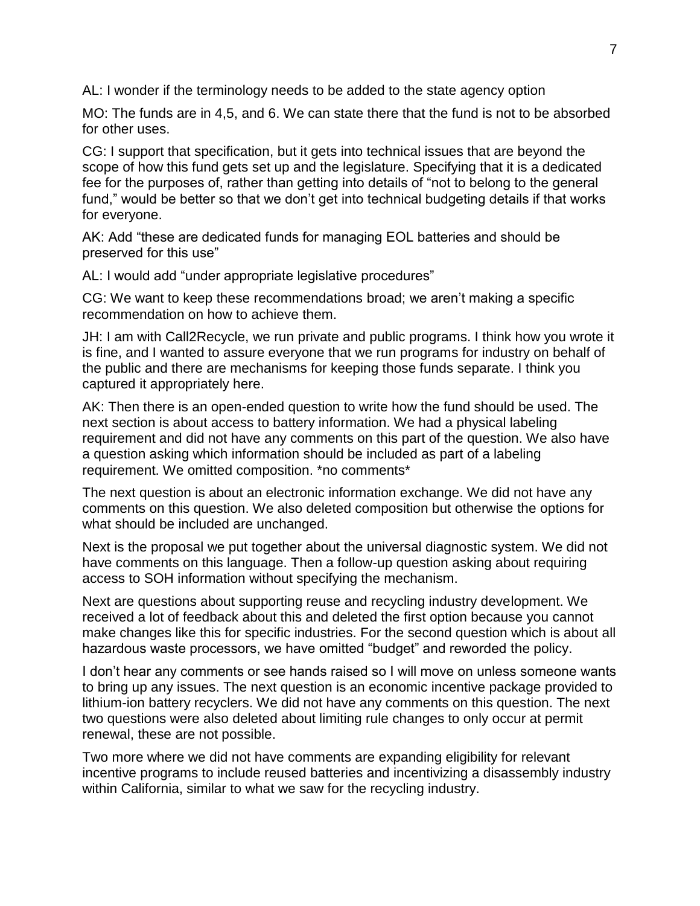AL: I wonder if the terminology needs to be added to the state agency option

MO: The funds are in 4,5, and 6. We can state there that the fund is not to be absorbed for other uses.

CG: I support that specification, but it gets into technical issues that are beyond the scope of how this fund gets set up and the legislature. Specifying that it is a dedicated fee for the purposes of, rather than getting into details of "not to belong to the general fund," would be better so that we don't get into technical budgeting details if that works for everyone.

AK: Add "these are dedicated funds for managing EOL batteries and should be preserved for this use"

AL: I would add "under appropriate legislative procedures"

CG: We want to keep these recommendations broad; we aren't making a specific recommendation on how to achieve them.

JH: I am with Call2Recycle, we run private and public programs. I think how you wrote it is fine, and I wanted to assure everyone that we run programs for industry on behalf of the public and there are mechanisms for keeping those funds separate. I think you captured it appropriately here.

AK: Then there is an open-ended question to write how the fund should be used. The next section is about access to battery information. We had a physical labeling requirement and did not have any comments on this part of the question. We also have a question asking which information should be included as part of a labeling requirement. We omitted composition. *no comments*

The next question is about an electronic information exchange. We did not have any comments on this question. We also deleted composition but otherwise the options for what should be included are unchanged.

Next is the proposal we put together about the universal diagnostic system. We did not have comments on this language. Then a follow-up question asking about requiring access to SOH information without specifying the mechanism.

Next are questions about supporting reuse and recycling industry development. We received a lot of feedback about this and deleted the first option because you cannot make changes like this for specific industries. For the second question which is about all hazardous waste processors, we have omitted "budget" and reworded the policy.

I don't hear any comments or see hands raised so I will move on unless someone wants to bring up any issues. The next question is an economic incentive package provided to lithium-ion battery recyclers. We did not have any comments on this question. The next two questions were also deleted about limiting rule changes to only occur at permit renewal, these are not possible.

Two more where we did not have comments are expanding eligibility for relevant incentive programs to include reused batteries and incentivizing a disassembly industry within California, similar to what we saw for the recycling industry.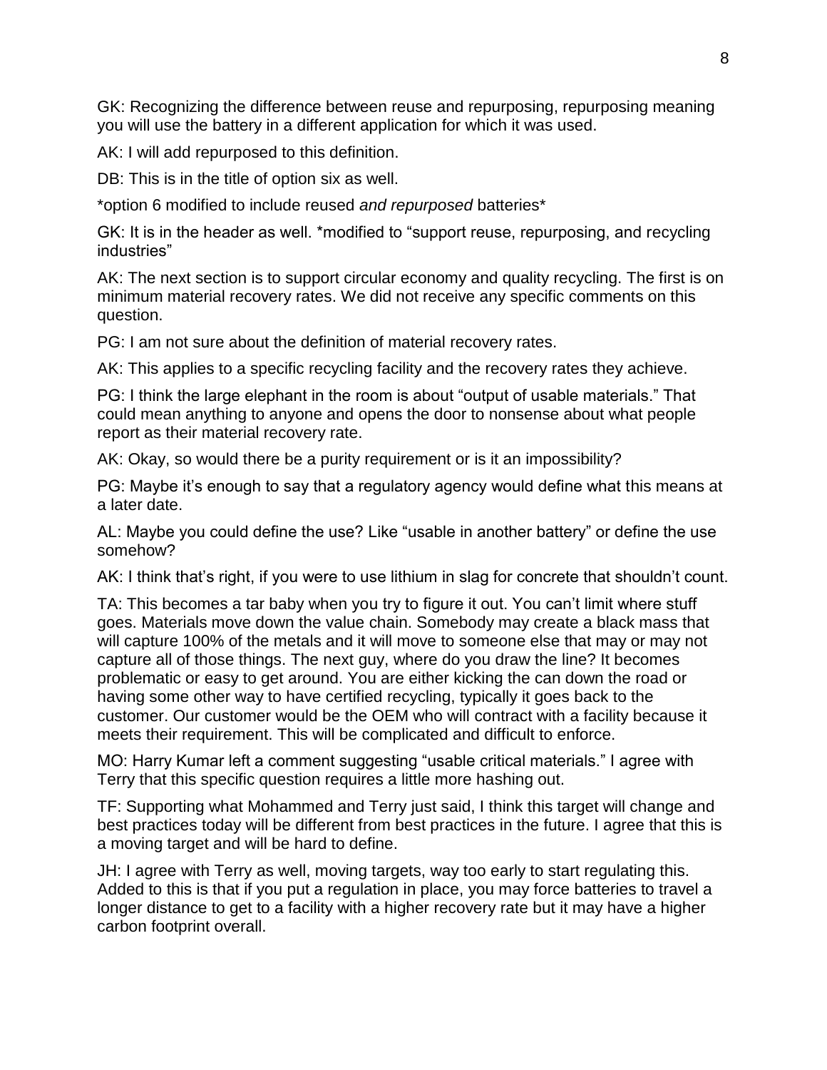GK: Recognizing the difference between reuse and repurposing, repurposing meaning you will use the battery in a different application for which it was used.

AK: I will add repurposed to this definition.

DB: This is in the title of option six as well.

*option 6 modified to include reused *and repurposed* batteries*

GK: It is in the header as well. *modified to "support reuse, repurposing, and recycling industries"

AK: The next section is to support circular economy and quality recycling. The first is on minimum material recovery rates. We did not receive any specific comments on this question.

PG: I am not sure about the definition of material recovery rates.

AK: This applies to a specific recycling facility and the recovery rates they achieve.

PG: I think the large elephant in the room is about "output of usable materials." That could mean anything to anyone and opens the door to nonsense about what people report as their material recovery rate.

AK: Okay, so would there be a purity requirement or is it an impossibility?

PG: Maybe it's enough to say that a regulatory agency would define what this means at a later date.

AL: Maybe you could define the use? Like "usable in another battery" or define the use somehow?

AK: I think that's right, if you were to use lithium in slag for concrete that shouldn't count.

TA: This becomes a tar baby when you try to figure it out. You can't limit where stuff goes. Materials move down the value chain. Somebody may create a black mass that will capture 100% of the metals and it will move to someone else that may or may not capture all of those things. The next guy, where do you draw the line? It becomes problematic or easy to get around. You are either kicking the can down the road or having some other way to have certified recycling, typically it goes back to the customer. Our customer would be the OEM who will contract with a facility because it meets their requirement. This will be complicated and difficult to enforce.

MO: Harry Kumar left a comment suggesting "usable critical materials." I agree with Terry that this specific question requires a little more hashing out.

TF: Supporting what Mohammed and Terry just said, I think this target will change and best practices today will be different from best practices in the future. I agree that this is a moving target and will be hard to define.

JH: I agree with Terry as well, moving targets, way too early to start regulating this. Added to this is that if you put a regulation in place, you may force batteries to travel a longer distance to get to a facility with a higher recovery rate but it may have a higher carbon footprint overall.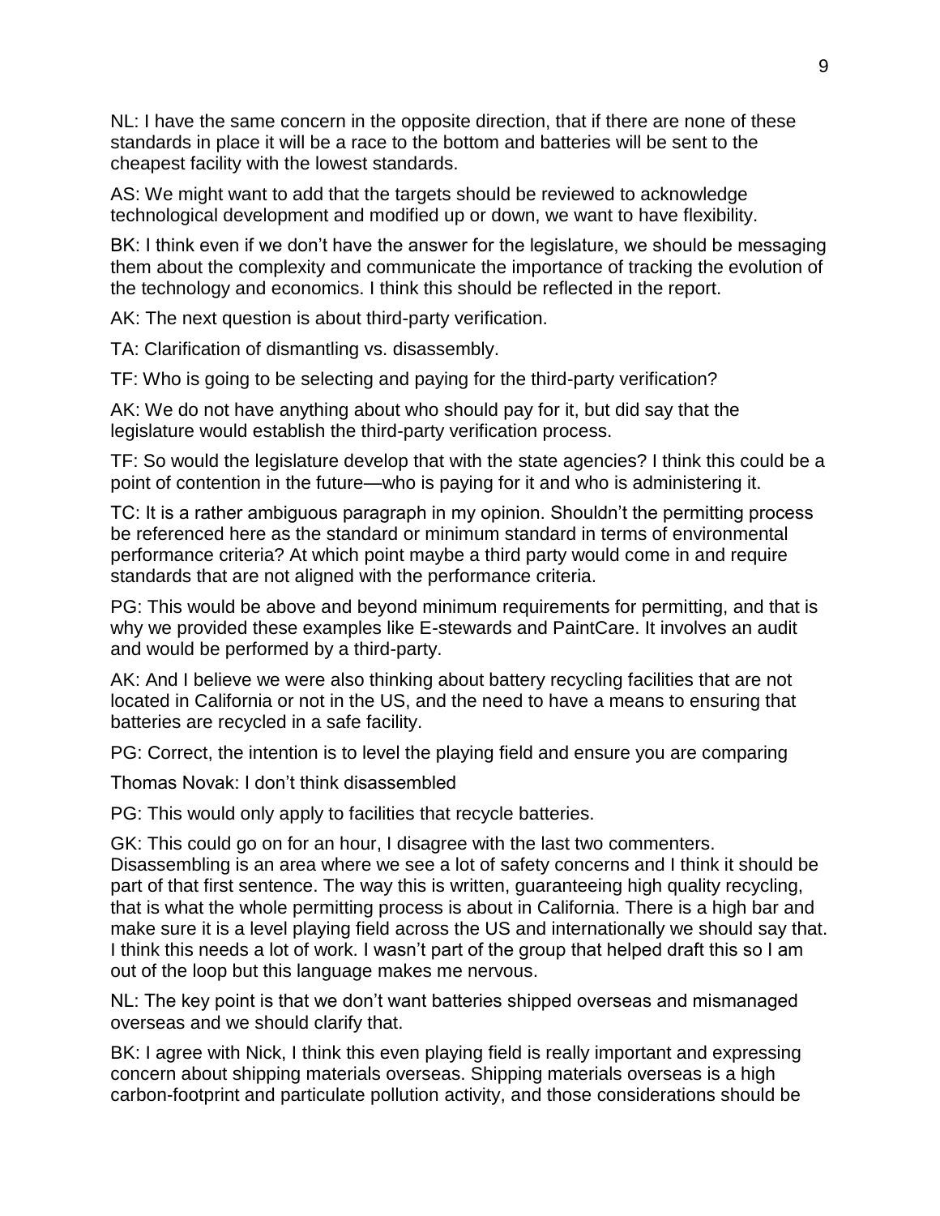NL: I have the same concern in the opposite direction, that if there are none of these standards in place it will be a race to the bottom and batteries will be sent to the cheapest facility with the lowest standards.

AS: We might want to add that the targets should be reviewed to acknowledge technological development and modified up or down, we want to have flexibility.

BK: I think even if we don't have the answer for the legislature, we should be messaging them about the complexity and communicate the importance of tracking the evolution of the technology and economics. I think this should be reflected in the report.

AK: The next question is about third-party verification.

TA: Clarification of dismantling vs. disassembly.

TF: Who is going to be selecting and paying for the third-party verification?

AK: We do not have anything about who should pay for it, but did say that the legislature would establish the third-party verification process.

TF: So would the legislature develop that with the state agencies? I think this could be a point of contention in the future—who is paying for it and who is administering it.

TC: It is a rather ambiguous paragraph in my opinion. Shouldn't the permitting process be referenced here as the standard or minimum standard in terms of environmental performance criteria? At which point maybe a third party would come in and require standards that are not aligned with the performance criteria.

PG: This would be above and beyond minimum requirements for permitting, and that is why we provided these examples like E-stewards and PaintCare. It involves an audit and would be performed by a third-party.

AK: And I believe we were also thinking about battery recycling facilities that are not located in California or not in the US, and the need to have a means to ensuring that batteries are recycled in a safe facility.

PG: Correct, the intention is to level the playing field and ensure you are comparing

Thomas Novak: I don't think disassembled

PG: This would only apply to facilities that recycle batteries.

GK: This could go on for an hour, I disagree with the last two commenters. Disassembling is an area where we see a lot of safety concerns and I think it should be part of that first sentence. The way this is written, guaranteeing high quality recycling, that is what the whole permitting process is about in California. There is a high bar and make sure it is a level playing field across the US and internationally we should say that. I think this needs a lot of work. I wasn't part of the group that helped draft this so I am out of the loop but this language makes me nervous.

NL: The key point is that we don't want batteries shipped overseas and mismanaged overseas and we should clarify that.

BK: I agree with Nick, I think this even playing field is really important and expressing concern about shipping materials overseas. Shipping materials overseas is a high carbon-footprint and particulate pollution activity, and those considerations should be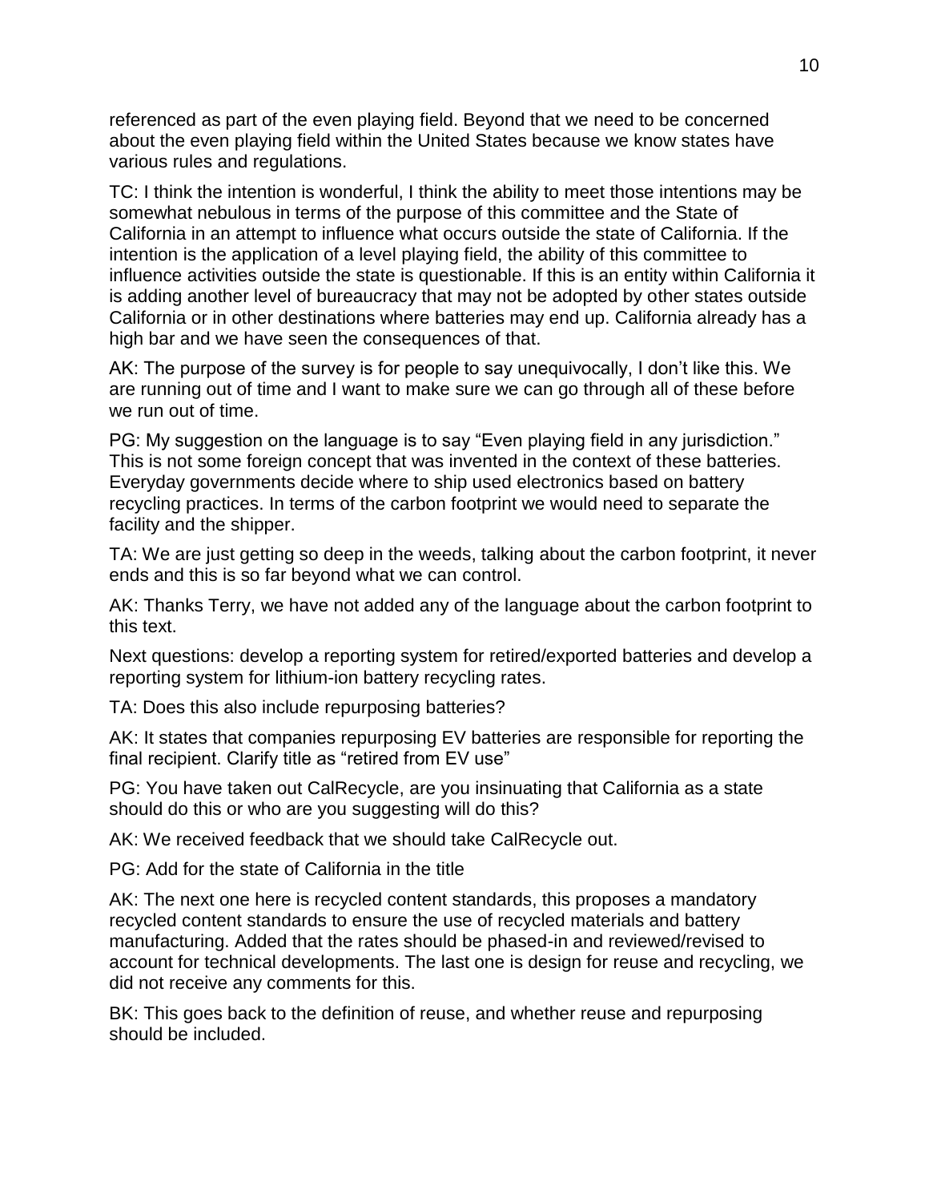referenced as part of the even playing field. Beyond that we need to be concerned about the even playing field within the United States because we know states have various rules and regulations.

TC: I think the intention is wonderful, I think the ability to meet those intentions may be somewhat nebulous in terms of the purpose of this committee and the State of California in an attempt to influence what occurs outside the state of California. If the intention is the application of a level playing field, the ability of this committee to influence activities outside the state is questionable. If this is an entity within California it is adding another level of bureaucracy that may not be adopted by other states outside California or in other destinations where batteries may end up. California already has a high bar and we have seen the consequences of that.

AK: The purpose of the survey is for people to say unequivocally, I don't like this. We are running out of time and I want to make sure we can go through all of these before we run out of time.

PG: My suggestion on the language is to say "Even playing field in any jurisdiction." This is not some foreign concept that was invented in the context of these batteries. Everyday governments decide where to ship used electronics based on battery recycling practices. In terms of the carbon footprint we would need to separate the facility and the shipper.

TA: We are just getting so deep in the weeds, talking about the carbon footprint, it never ends and this is so far beyond what we can control.

AK: Thanks Terry, we have not added any of the language about the carbon footprint to this text.

Next questions: develop a reporting system for retired/exported batteries and develop a reporting system for lithium-ion battery recycling rates.

TA: Does this also include repurposing batteries?

AK: It states that companies repurposing EV batteries are responsible for reporting the final recipient. Clarify title as "retired from EV use"

PG: You have taken out CalRecycle, are you insinuating that California as a state should do this or who are you suggesting will do this?

AK: We received feedback that we should take CalRecycle out.

PG: Add for the state of California in the title

AK: The next one here is recycled content standards, this proposes a mandatory recycled content standards to ensure the use of recycled materials and battery manufacturing. Added that the rates should be phased-in and reviewed/revised to account for technical developments. The last one is design for reuse and recycling, we did not receive any comments for this.

BK: This goes back to the definition of reuse, and whether reuse and repurposing should be included.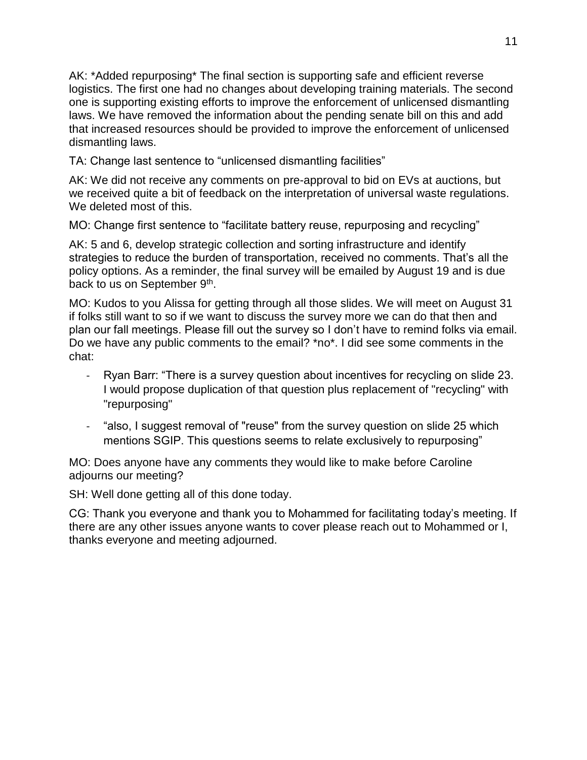AK: *Added repurposing* The final section is supporting safe and efficient reverse logistics. The first one had no changes about developing training materials. The second one is supporting existing efforts to improve the enforcement of unlicensed dismantling laws. We have removed the information about the pending senate bill on this and add that increased resources should be provided to improve the enforcement of unlicensed dismantling laws.

TA: Change last sentence to “unlicensed dismantling facilities”

AK: We did not receive any comments on pre-approval to bid on EVs at auctions, but we received quite a bit of feedback on the interpretation of universal waste regulations. We deleted most of this.

MO: Change first sentence to “facilitate battery reuse, repurposing and recycling”

AK: 5 and 6, develop strategic collection and sorting infrastructure and identify strategies to reduce the burden of transportation, received no comments. That’s all the policy options. As a reminder, the final survey will be emailed by August 19 and is due back to us on September 9th.

MO: Kudos to you Alissa for getting through all those slides. We will meet on August 31 if folks still want to so if we want to discuss the survey more we can do that then and plan our fall meetings. Please fill out the survey so I don’t have to remind folks via email. Do we have any public comments to the email? *no*. I did see some comments in the chat:

- Ryan Barr: “There is a survey question about incentives for recycling on slide 23. I would propose duplication of that question plus replacement of "recycling" with "repurposing"
- “also, I suggest removal of "reuse" from the survey question on slide 25 which mentions SGIP. This questions seems to relate exclusively to repurposing”

MO: Does anyone have any comments they would like to make before Caroline adjourns our meeting?

SH: Well done getting all of this done today.

CG: Thank you everyone and thank you to Mohammed for facilitating today’s meeting. If there are any other issues anyone wants to cover please reach out to Mohammed or I, thanks everyone and meeting adjourned.